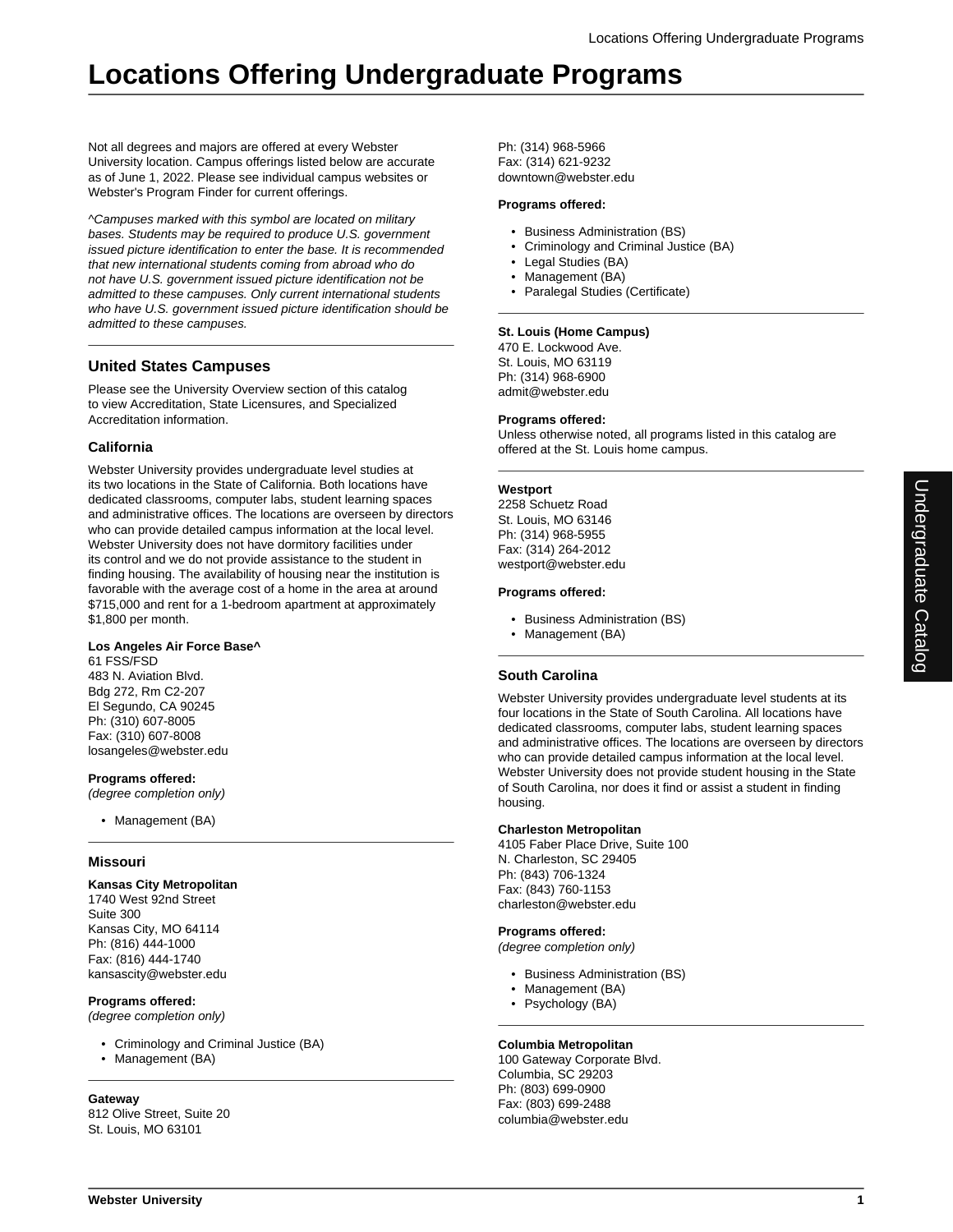# Locations Offering Undergraduate Programs

Not all degrees and majors are offered at every Webster University location. Campus offerings listed below are accurate as of June 1, 2022. Please see individual campus websites or Webster's Program Finder for current offerings.

*^Campuses marked with this symbol are located on military bases. Students may be required to produce U.S. government issued picture identification to enter the base. It is recommended that new international students coming from abroad who do not have U.S. government issued picture identification not be admitted to these campuses. Only current international students who have U.S. government issued picture identification should be admitted to these campuses.*

---

## United States Campuses

Please see the University Overview section of this catalog to view Accreditation, State Licensures, and Specialized Accreditation information.

### California

Webster University provides undergraduate level studies at its two locations in the State of California. Both locations have dedicated classrooms, computer labs, student learning spaces and administrative offices. The locations are overseen by directors who can provide detailed campus information at the local level. Webster University does not have dormitory facilities under its control and we do not provide assistance to the student in finding housing. The availability of housing near the institution is favorable with the average cost of a home in the area at around $715,000 and rent for a 1-bedroom apartment at approximately $1,800 per month.

**Los Angeles Air Force Base^**
61 FSS/FSD
483 N. Aviation Blvd.
Bdg 272, Rm C2-207
El Segundo, CA 90245
Ph: (310) 607-8005
Fax: (310) 607-8008
losangeles@webster.edu

**Programs offered:**
*(degree completion only)*

- Management (BA)

---

### Missouri

**Kansas City Metropolitan**
1740 West 92nd Street
Suite 300
Kansas City, MO 64114
Ph: (816) 444-1000
Fax: (816) 444-1740
kansascity@webster.edu

**Programs offered:**
*(degree completion only)*

- Criminology and Criminal Justice (BA)
- Management (BA)

---

**Gateway**
812 Olive Street, Suite 20
St. Louis, MO 63101
Ph: (314) 968-5966
Fax: (314) 621-9232
downtown@webster.edu

**Programs offered:**

- Business Administration (BS)
- Criminology and Criminal Justice (BA)
- Legal Studies (BA)
- Management (BA)
- Paralegal Studies (Certificate)

---

**St. Louis (Home Campus)**
470 E. Lockwood Ave.
St. Louis, MO 63119
Ph: (314) 968-6900
admit@webster.edu

**Programs offered:**
Unless otherwise noted, all programs listed in this catalog are offered at the St. Louis home campus.

---

**Westport**
2258 Schuetz Road
St. Louis, MO 63146
Ph: (314) 968-5955
Fax: (314) 264-2012
westport@webster.edu

**Programs offered:**

- Business Administration (BS)
- Management (BA)

---

### South Carolina

Webster University provides undergraduate level students at its four locations in the State of South Carolina. All locations have dedicated classrooms, computer labs, student learning spaces and administrative offices. The locations are overseen by directors who can provide detailed campus information at the local level. Webster University does not provide student housing in the State of South Carolina, nor does it find or assist a student in finding housing.

**Charleston Metropolitan**
4105 Faber Place Drive, Suite 100
N. Charleston, SC 29405
Ph: (843) 706-1324
Fax: (843) 760-1153
charleston@webster.edu

**Programs offered:**
*(degree completion only)*

- Business Administration (BS)
- Management (BA)
- Psychology (BA)

---

**Columbia Metropolitan**
100 Gateway Corporate Blvd.
Columbia, SC 29203
Ph: (803) 699-0900
Fax: (803) 699-2488
columbia@webster.edu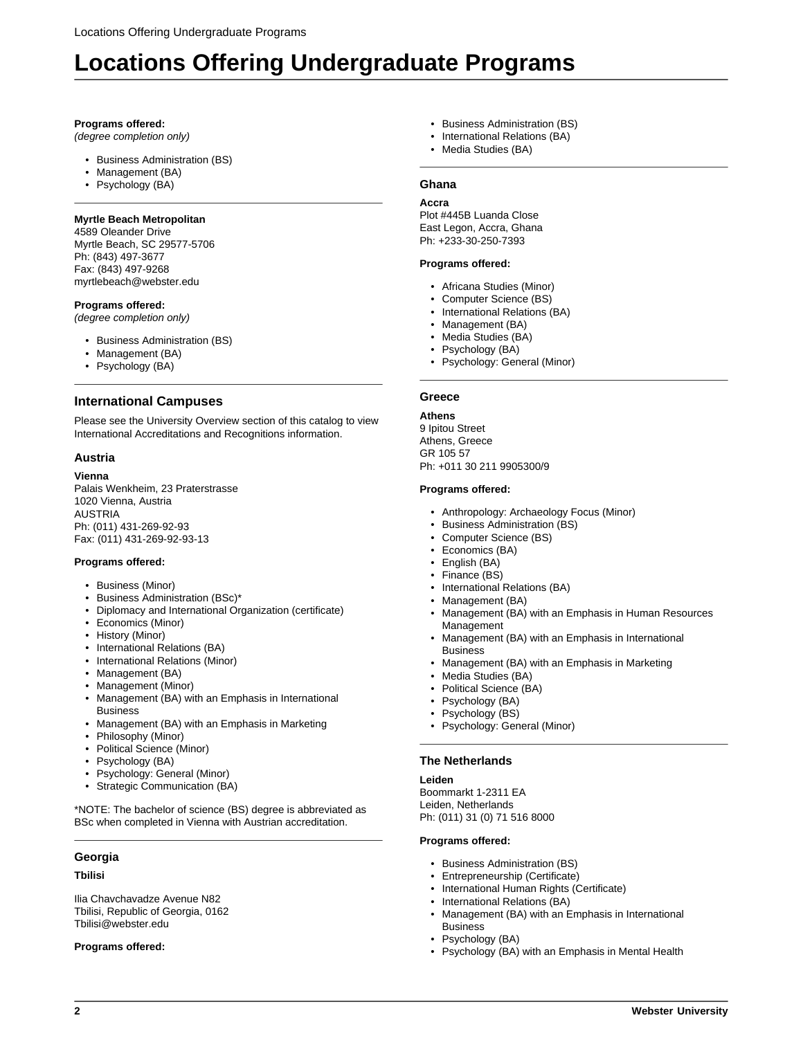# Locations Offering Undergraduate Programs

**Programs offered:**
*(degree completion only)*

- Business Administration (BS)
- Management (BA)
- Psychology (BA)

---

**Myrtle Beach Metropolitan**
4589 Oleander Drive
Myrtle Beach, SC 29577-5706
Ph: (843) 497-3677
Fax: (843) 497-9268
myrtlebeach@webster.edu

**Programs offered:**
*(degree completion only)*

- Business Administration (BS)
- Management (BA)
- Psychology (BA)

---

## International Campuses

Please see the University Overview section of this catalog to view International Accreditations and Recognitions information.

### Austria

**Vienna**
Palais Wenkheim, 23 Praterstrasse
1020 Vienna, Austria
AUSTRIA
Ph: (011) 431-269-92-93
Fax: (011) 431-269-92-93-13

**Programs offered:**

- Business (Minor)
- Business Administration (BSc)*
- Diplomacy and International Organization (certificate)
- Economics (Minor)
- History (Minor)
- International Relations (BA)
- International Relations (Minor)
- Management (BA)
- Management (Minor)
- Management (BA) with an Emphasis in International Business
- Management (BA) with an Emphasis in Marketing
- Philosophy (Minor)
- Political Science (Minor)
- Psychology (BA)
- Psychology: General (Minor)
- Strategic Communication (BA)

*NOTE: The bachelor of science (BS) degree is abbreviated as BSc when completed in Vienna with Austrian accreditation.

---

### Georgia

**Tbilisi**

Ilia Chavchavadze Avenue N82
Tbilisi, Republic of Georgia, 0162
Tbilisi@webster.edu

**Programs offered:**

- Business Administration (BS)
- International Relations (BA)
- Media Studies (BA)

---

### Ghana

**Accra**
Plot #445B Luanda Close
East Legon, Accra, Ghana
Ph: +233-30-250-7393

**Programs offered:**

- Africana Studies (Minor)
- Computer Science (BS)
- International Relations (BA)
- Management (BA)
- Media Studies (BA)
- Psychology (BA)
- Psychology: General (Minor)

---

### Greece

**Athens**
9 Ipitou Street
Athens, Greece
GR 105 57
Ph: +011 30 211 9905300/9

**Programs offered:**

- Anthropology: Archaeology Focus (Minor)
- Business Administration (BS)
- Computer Science (BS)
- Economics (BA)
- English (BA)
- Finance (BS)
- International Relations (BA)
- Management (BA)
- Management (BA) with an Emphasis in Human Resources Management
- Management (BA) with an Emphasis in International Business
- Management (BA) with an Emphasis in Marketing
- Media Studies (BA)
- Political Science (BA)
- Psychology (BA)
- Psychology (BS)
- Psychology: General (Minor)

---

### The Netherlands

**Leiden**
Boommarkt 1-2311 EA
Leiden, Netherlands
Ph: (011) 31 (0) 71 516 8000

**Programs offered:**

- Business Administration (BS)
- Entrepreneurship (Certificate)
- International Human Rights (Certificate)
- International Relations (BA)
- Management (BA) with an Emphasis in International Business
- Psychology (BA)
- Psychology (BA) with an Emphasis in Mental Health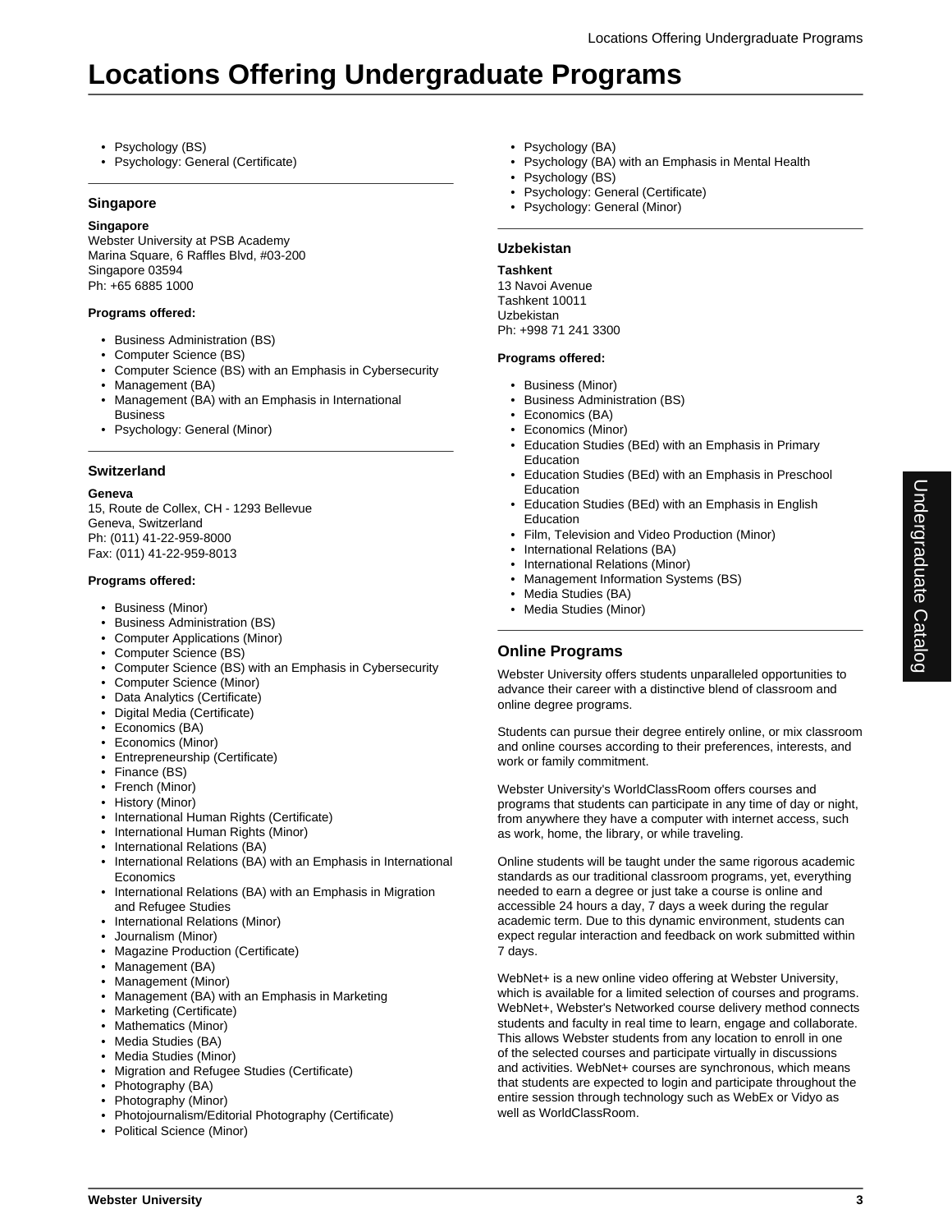# Locations Offering Undergraduate Programs

- Psychology (BS)
- Psychology: General (Certificate)

### Singapore

**Singapore**
Webster University at PSB Academy
Marina Square, 6 Raffles Blvd, #03-200
Singapore 03594
Ph: +65 6885 1000

**Programs offered:**

- Business Administration (BS)
- Computer Science (BS)
- Computer Science (BS) with an Emphasis in Cybersecurity
- Management (BA)
- Management (BA) with an Emphasis in International Business
- Psychology: General (Minor)

### Switzerland

**Geneva**
15, Route de Collex, CH - 1293 Bellevue
Geneva, Switzerland
Ph: (011) 41-22-959-8000
Fax: (011) 41-22-959-8013

**Programs offered:**

- Business (Minor)
- Business Administration (BS)
- Computer Applications (Minor)
- Computer Science (BS)
- Computer Science (BS) with an Emphasis in Cybersecurity
- Computer Science (Minor)
- Data Analytics (Certificate)
- Digital Media (Certificate)
- Economics (BA)
- Economics (Minor)
- Entrepreneurship (Certificate)
- Finance (BS)
- French (Minor)
- History (Minor)
- International Human Rights (Certificate)
- International Human Rights (Minor)
- International Relations (BA)
- International Relations (BA) with an Emphasis in International Economics
- International Relations (BA) with an Emphasis in Migration and Refugee Studies
- International Relations (Minor)
- Journalism (Minor)
- Magazine Production (Certificate)
- Management (BA)
- Management (Minor)
- Management (BA) with an Emphasis in Marketing
- Marketing (Certificate)
- Mathematics (Minor)
- Media Studies (BA)
- Media Studies (Minor)
- Migration and Refugee Studies (Certificate)
- Photography (BA)
- Photography (Minor)
- Photojournalism/Editorial Photography (Certificate)
- Political Science (Minor)
- Psychology (BA)
- Psychology (BA) with an Emphasis in Mental Health
- Psychology (BS)
- Psychology: General (Certificate)
- Psychology: General (Minor)

### Uzbekistan

**Tashkent**
13 Navoi Avenue
Tashkent 10011
Uzbekistan
Ph: +998 71 241 3300

**Programs offered:**

- Business (Minor)
- Business Administration (BS)
- Economics (BA)
- Economics (Minor)
- Education Studies (BEd) with an Emphasis in Primary Education
- Education Studies (BEd) with an Emphasis in Preschool Education
- Education Studies (BEd) with an Emphasis in English Education
- Film, Television and Video Production (Minor)
- International Relations (BA)
- International Relations (Minor)
- Management Information Systems (BS)
- Media Studies (BA)
- Media Studies (Minor)

## Online Programs

Webster University offers students unparalleled opportunities to advance their career with a distinctive blend of classroom and online degree programs.

Students can pursue their degree entirely online, or mix classroom and online courses according to their preferences, interests, and work or family commitment.

Webster University's WorldClassRoom offers courses and programs that students can participate in any time of day or night, from anywhere they have a computer with internet access, such as work, home, the library, or while traveling.

Online students will be taught under the same rigorous academic standards as our traditional classroom programs, yet, everything needed to earn a degree or just take a course is online and accessible 24 hours a day, 7 days a week during the regular academic term. Due to this dynamic environment, students can expect regular interaction and feedback on work submitted within 7 days.

WebNet+ is a new online video offering at Webster University, which is available for a limited selection of courses and programs. WebNet+, Webster's Networked course delivery method connects students and faculty in real time to learn, engage and collaborate. This allows Webster students from any location to enroll in one of the selected courses and participate virtually in discussions and activities. WebNet+ courses are synchronous, which means that students are expected to login and participate throughout the entire session through technology such as WebEx or Vidyo as well as WorldClassRoom.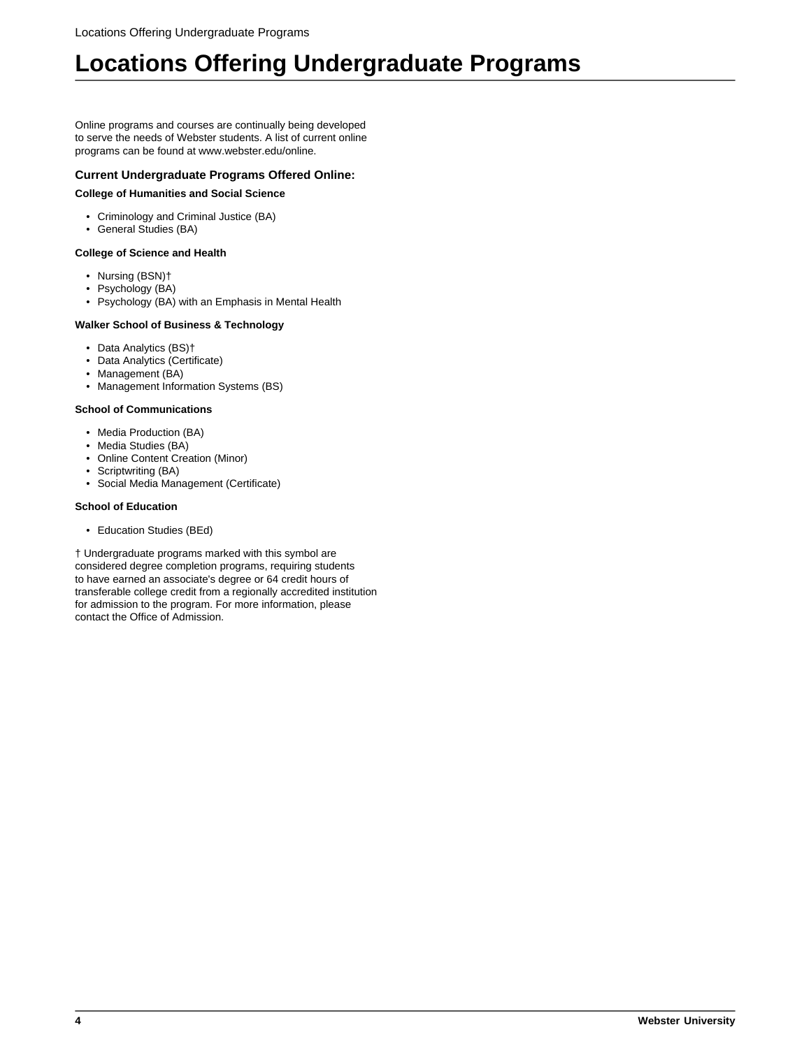# Locations Offering Undergraduate Programs

Online programs and courses are continually being developed to serve the needs of Webster students. A list of current online programs can be found at www.webster.edu/online.

### Current Undergraduate Programs Offered Online:

**College of Humanities and Social Science**

- Criminology and Criminal Justice (BA)
- General Studies (BA)

**College of Science and Health**

- Nursing (BSN)†
- Psychology (BA)
- Psychology (BA) with an Emphasis in Mental Health

**Walker School of Business & Technology**

- Data Analytics (BS)†
- Data Analytics (Certificate)
- Management (BA)
- Management Information Systems (BS)

**School of Communications**

- Media Production (BA)
- Media Studies (BA)
- Online Content Creation (Minor)
- Scriptwriting (BA)
- Social Media Management (Certificate)

**School of Education**

- Education Studies (BEd)

† Undergraduate programs marked with this symbol are considered degree completion programs, requiring students to have earned an associate's degree or 64 credit hours of transferable college credit from a regionally accredited institution for admission to the program. For more information, please contact the Office of Admission.